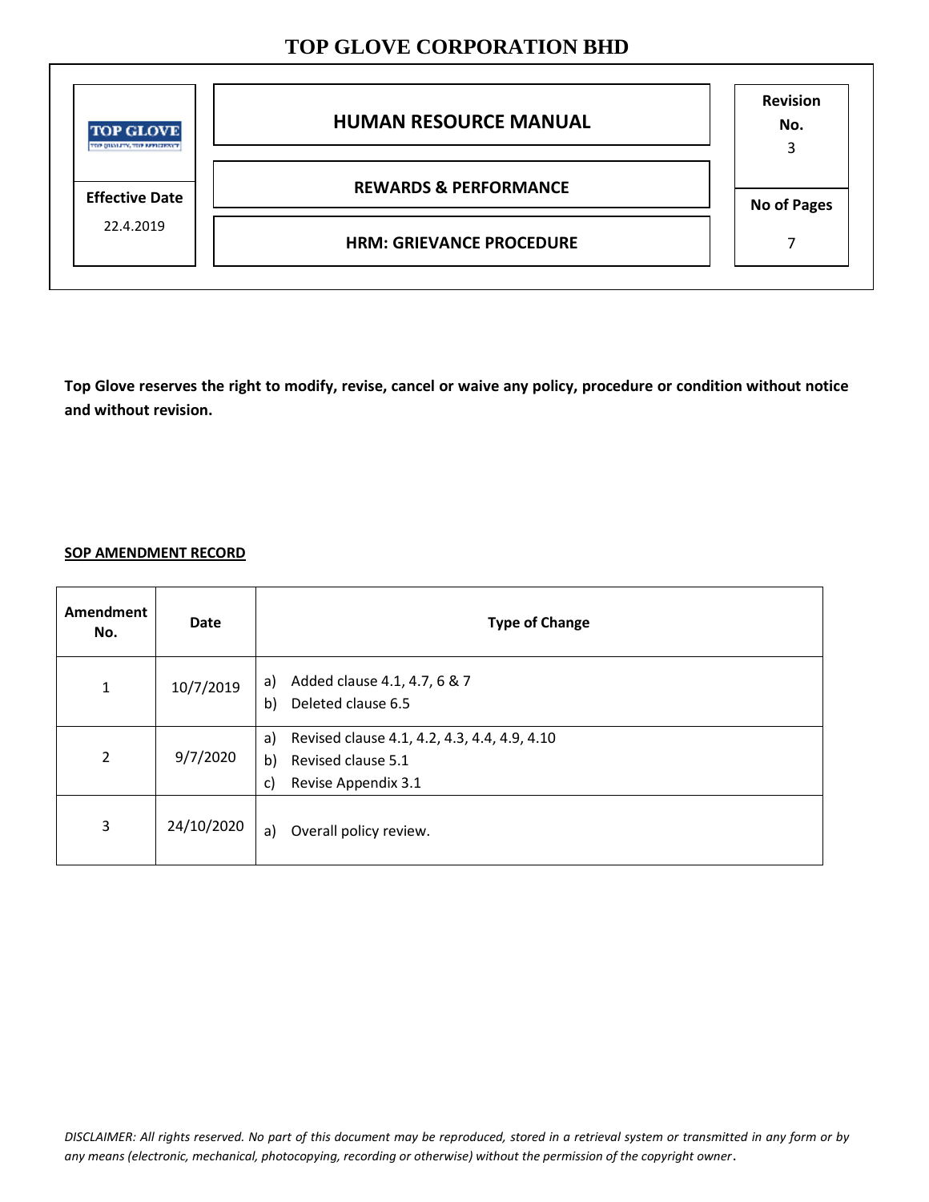# TOP GLOVE CORPORATION BHD

| TOP GLOVE | HUMAN RESOURCE MANUAL | Revision No. 3 |
| --- | --- | --- |
| Effective Date 22.4.2019 | REWARDS & PERFORMANCE | No of Pages 7 |
| | HRM: GRIEVANCE PROCEDURE | |

**Top Glove reserves the right to modify, revise, cancel or waive any policy, procedure or condition without notice and without revision.**

**SOP AMENDMENT RECORD**

| Amendment No. | Date | Type of Change |
| --- | --- | --- |
| 1 | 10/7/2019 | a) Added clause 4.1, 4.7, 6 & 7<br>b) Deleted clause 6.5 |
| 2 | 9/7/2020 | a) Revised clause 4.1, 4.2, 4.3, 4.4, 4.9, 4.10<br>b) Revised clause 5.1<br>c) Revise Appendix 3.1 |
| 3 | 24/10/2020 | a) Overall policy review. |

*DISCLAIMER: All rights reserved. No part of this document may be reproduced, stored in a retrieval system or transmitted in any form or by any means (electronic, mechanical, photocopying, recording or otherwise) without the permission of the copyright owner.*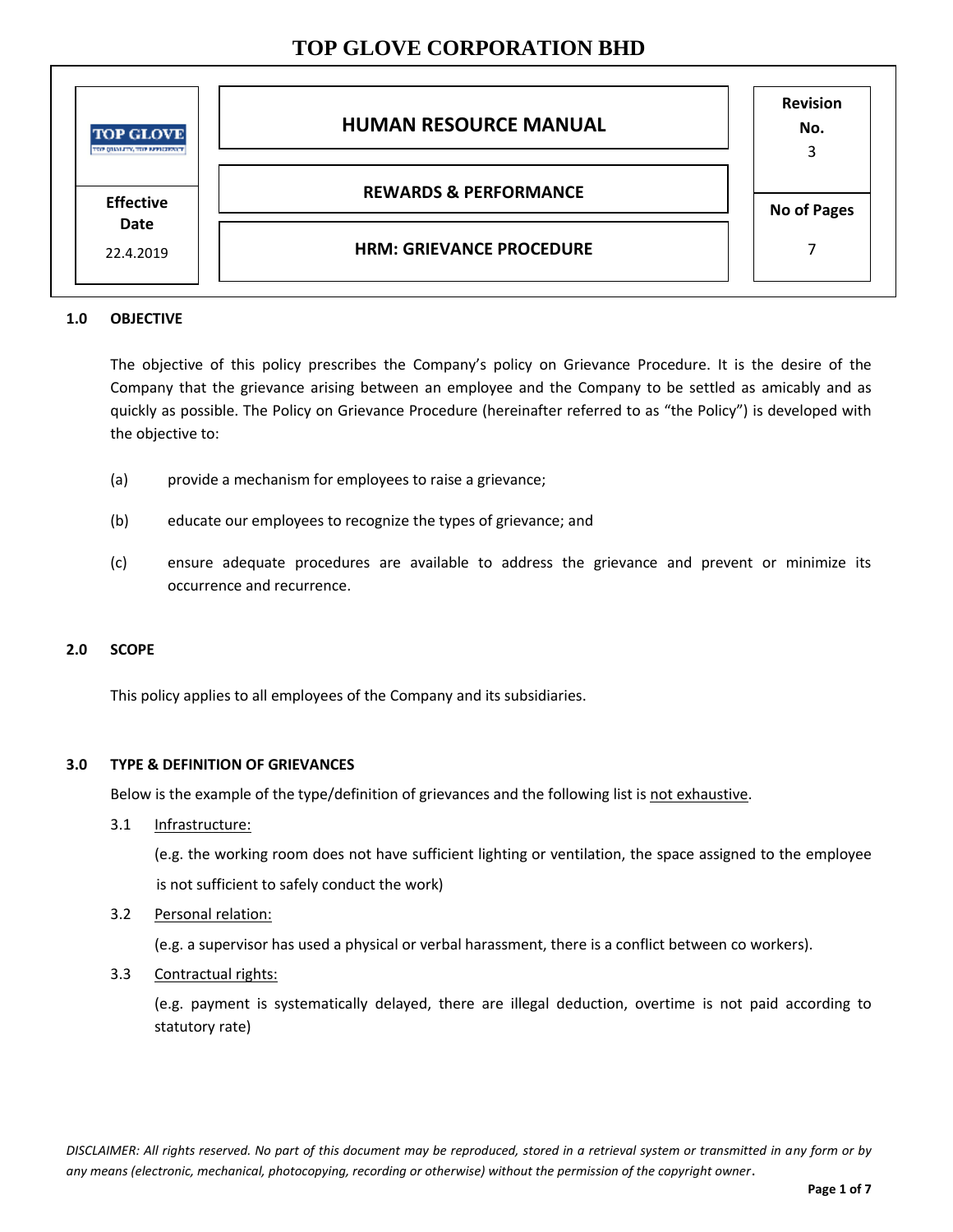# TOP GLOVE CORPORATION BHD

| TOP GLOVE | HUMAN RESOURCE MANUAL | Revision No. 3 |
|---|---|---|
| Effective Date 22.4.2019 | REWARDS & PERFORMANCE | No of Pages 7 |
| | HRM: GRIEVANCE PROCEDURE | |

## 1.0 OBJECTIVE

The objective of this policy prescribes the Company's policy on Grievance Procedure. It is the desire of the Company that the grievance arising between an employee and the Company to be settled as amicably and as quickly as possible. The Policy on Grievance Procedure (hereinafter referred to as "the Policy") is developed with the objective to:

(a) provide a mechanism for employees to raise a grievance;

(b) educate our employees to recognize the types of grievance; and

(c) ensure adequate procedures are available to address the grievance and prevent or minimize its occurrence and recurrence.

## 2.0 SCOPE

This policy applies to all employees of the Company and its subsidiaries.

## 3.0 TYPE & DEFINITION OF GRIEVANCES

Below is the example of the type/definition of grievances and the following list is <u>not exhaustive</u>.

3.1 <u>Infrastructure:</u>

(e.g. the working room does not have sufficient lighting or ventilation, the space assigned to the employee is not sufficient to safely conduct the work)

3.2 <u>Personal relation:</u>

(e.g. a supervisor has used a physical or verbal harassment, there is a conflict between co workers).

3.3 <u>Contractual rights:</u>

(e.g. payment is systematically delayed, there are illegal deduction, overtime is not paid according to statutory rate)

*DISCLAIMER: All rights reserved. No part of this document may be reproduced, stored in a retrieval system or transmitted in any form or by any means (electronic, mechanical, photocopying, recording or otherwise) without the permission of the copyright owner.*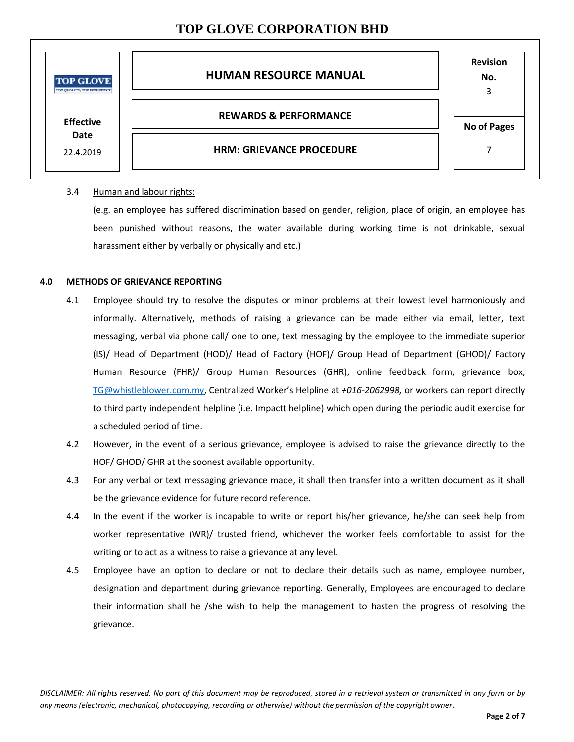3.4 Human and labour rights:

(e.g. an employee has suffered discrimination based on gender, religion, place of origin, an employee has been punished without reasons, the water available during working time is not drinkable, sexual harassment either by verbally or physically and etc.)

**4.0 METHODS OF GRIEVANCE REPORTING**

4.1 Employee should try to resolve the disputes or minor problems at their lowest level harmoniously and informally. Alternatively, methods of raising a grievance can be made either via email, letter, text messaging, verbal via phone call/ one to one, text messaging by the employee to the immediate superior (IS)/ Head of Department (HOD)/ Head of Factory (HOF)/ Group Head of Department (GHOD)/ Factory Human Resource (FHR)/ Group Human Resources (GHR), online feedback form, grievance box, TG@whistleblower.com.my, Centralized Worker's Helpline at *+016-2062998,* or workers can report directly to third party independent helpline (i.e. Impactt helpline) which open during the periodic audit exercise for a scheduled period of time.

4.2 However, in the event of a serious grievance, employee is advised to raise the grievance directly to the HOF/ GHOD/ GHR at the soonest available opportunity.

4.3 For any verbal or text messaging grievance made, it shall then transfer into a written document as it shall be the grievance evidence for future record reference.

4.4 In the event if the worker is incapable to write or report his/her grievance, he/she can seek help from worker representative (WR)/ trusted friend, whichever the worker feels comfortable to assist for the writing or to act as a witness to raise a grievance at any level.

4.5 Employee have an option to declare or not to declare their details such as name, employee number, designation and department during grievance reporting. Generally, Employees are encouraged to declare their information shall he /she wish to help the management to hasten the progress of resolving the grievance.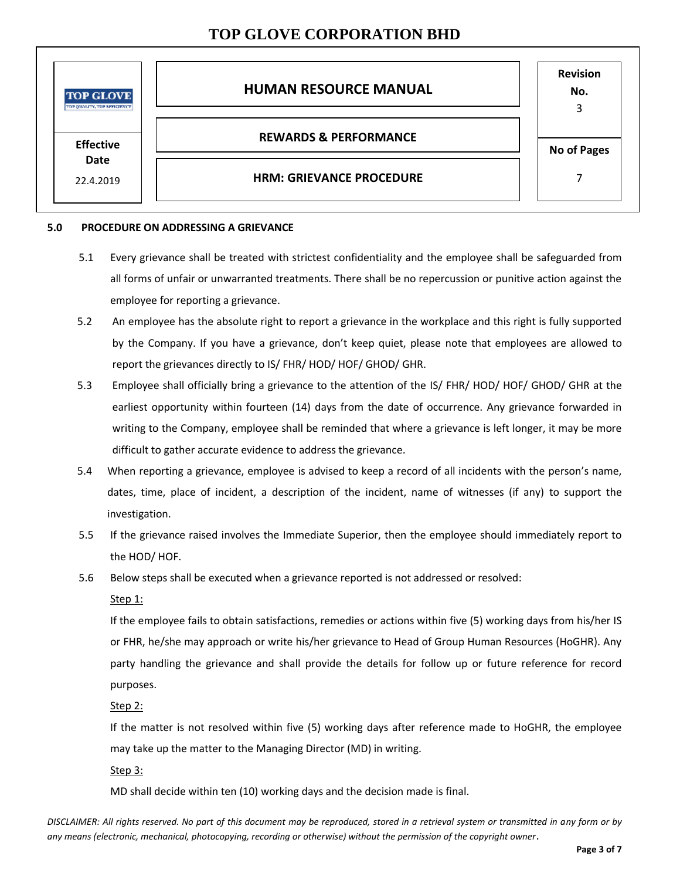## 5.0 PROCEDURE ON ADDRESSING A GRIEVANCE

5.1 Every grievance shall be treated with strictest confidentiality and the employee shall be safeguarded from all forms of unfair or unwarranted treatments. There shall be no repercussion or punitive action against the employee for reporting a grievance.

5.2 An employee has the absolute right to report a grievance in the workplace and this right is fully supported by the Company. If you have a grievance, don't keep quiet, please note that employees are allowed to report the grievances directly to IS/ FHR/ HOD/ HOF/ GHOD/ GHR.

5.3 Employee shall officially bring a grievance to the attention of the IS/ FHR/ HOD/ HOF/ GHOD/ GHR at the earliest opportunity within fourteen (14) days from the date of occurrence. Any grievance forwarded in writing to the Company, employee shall be reminded that where a grievance is left longer, it may be more difficult to gather accurate evidence to address the grievance.

5.4 When reporting a grievance, employee is advised to keep a record of all incidents with the person's name, dates, time, place of incident, a description of the incident, name of witnesses (if any) to support the investigation.

5.5 If the grievance raised involves the Immediate Superior, then the employee should immediately report to the HOD/ HOF.

5.6 Below steps shall be executed when a grievance reported is not addressed or resolved:

Step 1:

If the employee fails to obtain satisfactions, remedies or actions within five (5) working days from his/her IS or FHR, he/she may approach or write his/her grievance to Head of Group Human Resources (HoGHR). Any party handling the grievance and shall provide the details for follow up or future reference for record purposes.

Step 2:

If the matter is not resolved within five (5) working days after reference made to HoGHR, the employee may take up the matter to the Managing Director (MD) in writing.

Step 3:

MD shall decide within ten (10) working days and the decision made is final.

*DISCLAIMER: All rights reserved. No part of this document may be reproduced, stored in a retrieval system or transmitted in any form or by any means (electronic, mechanical, photocopying, recording or otherwise) without the permission of the copyright owner.*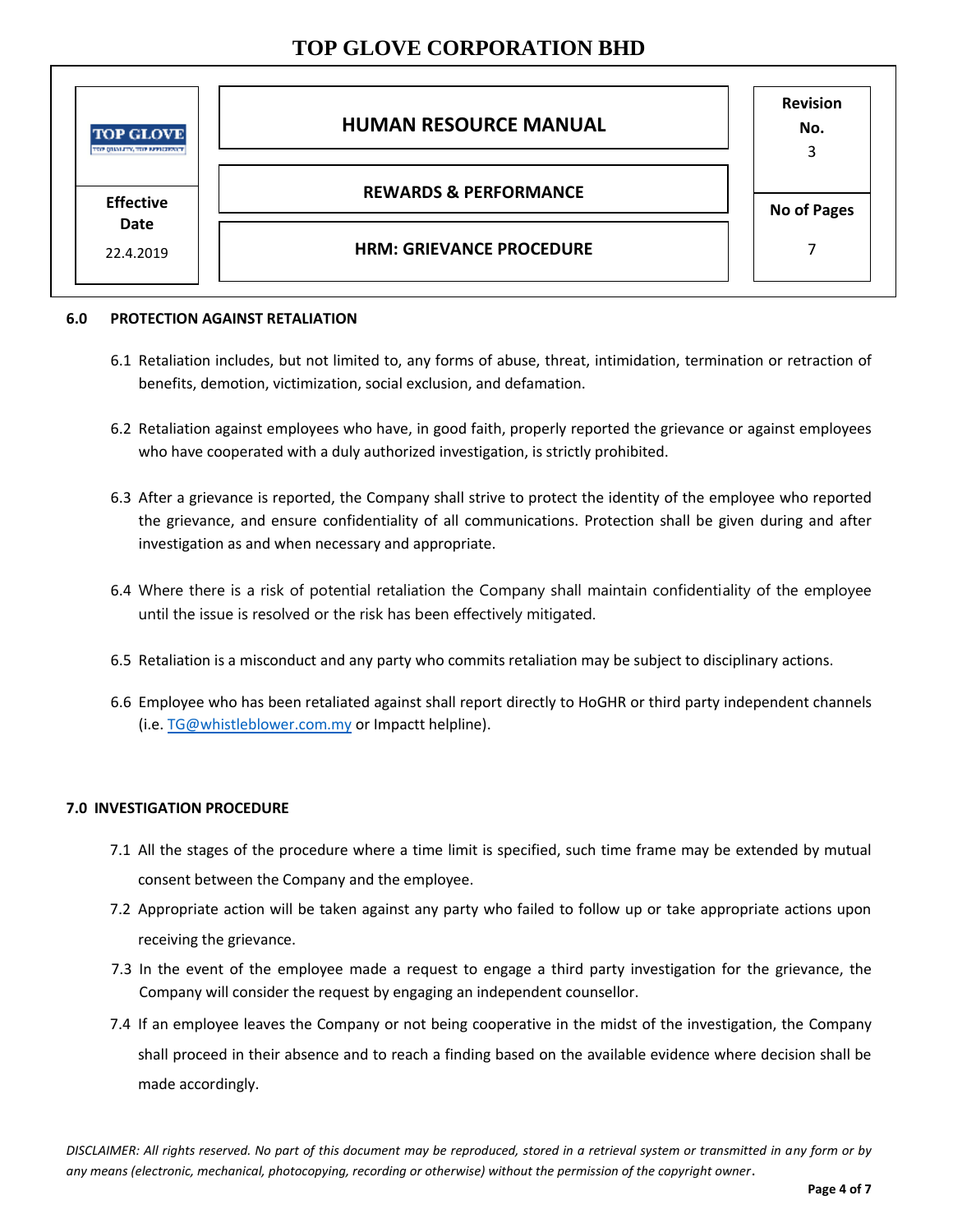## 6.0 PROTECTION AGAINST RETALIATION

6.1 Retaliation includes, but not limited to, any forms of abuse, threat, intimidation, termination or retraction of benefits, demotion, victimization, social exclusion, and defamation.

6.2 Retaliation against employees who have, in good faith, properly reported the grievance or against employees who have cooperated with a duly authorized investigation, is strictly prohibited.

6.3 After a grievance is reported, the Company shall strive to protect the identity of the employee who reported the grievance, and ensure confidentiality of all communications. Protection shall be given during and after investigation as and when necessary and appropriate.

6.4 Where there is a risk of potential retaliation the Company shall maintain confidentiality of the employee until the issue is resolved or the risk has been effectively mitigated.

6.5 Retaliation is a misconduct and any party who commits retaliation may be subject to disciplinary actions.

6.6 Employee who has been retaliated against shall report directly to HoGHR or third party independent channels (i.e. TG@whistleblower.com.my or Impactt helpline).

## 7.0 INVESTIGATION PROCEDURE

7.1 All the stages of the procedure where a time limit is specified, such time frame may be extended by mutual consent between the Company and the employee.

7.2 Appropriate action will be taken against any party who failed to follow up or take appropriate actions upon receiving the grievance.

7.3 In the event of the employee made a request to engage a third party investigation for the grievance, the Company will consider the request by engaging an independent counsellor.

7.4 If an employee leaves the Company or not being cooperative in the midst of the investigation, the Company shall proceed in their absence and to reach a finding based on the available evidence where decision shall be made accordingly.

*DISCLAIMER: All rights reserved. No part of this document may be reproduced, stored in a retrieval system or transmitted in any form or by any means (electronic, mechanical, photocopying, recording or otherwise) without the permission of the copyright owner.*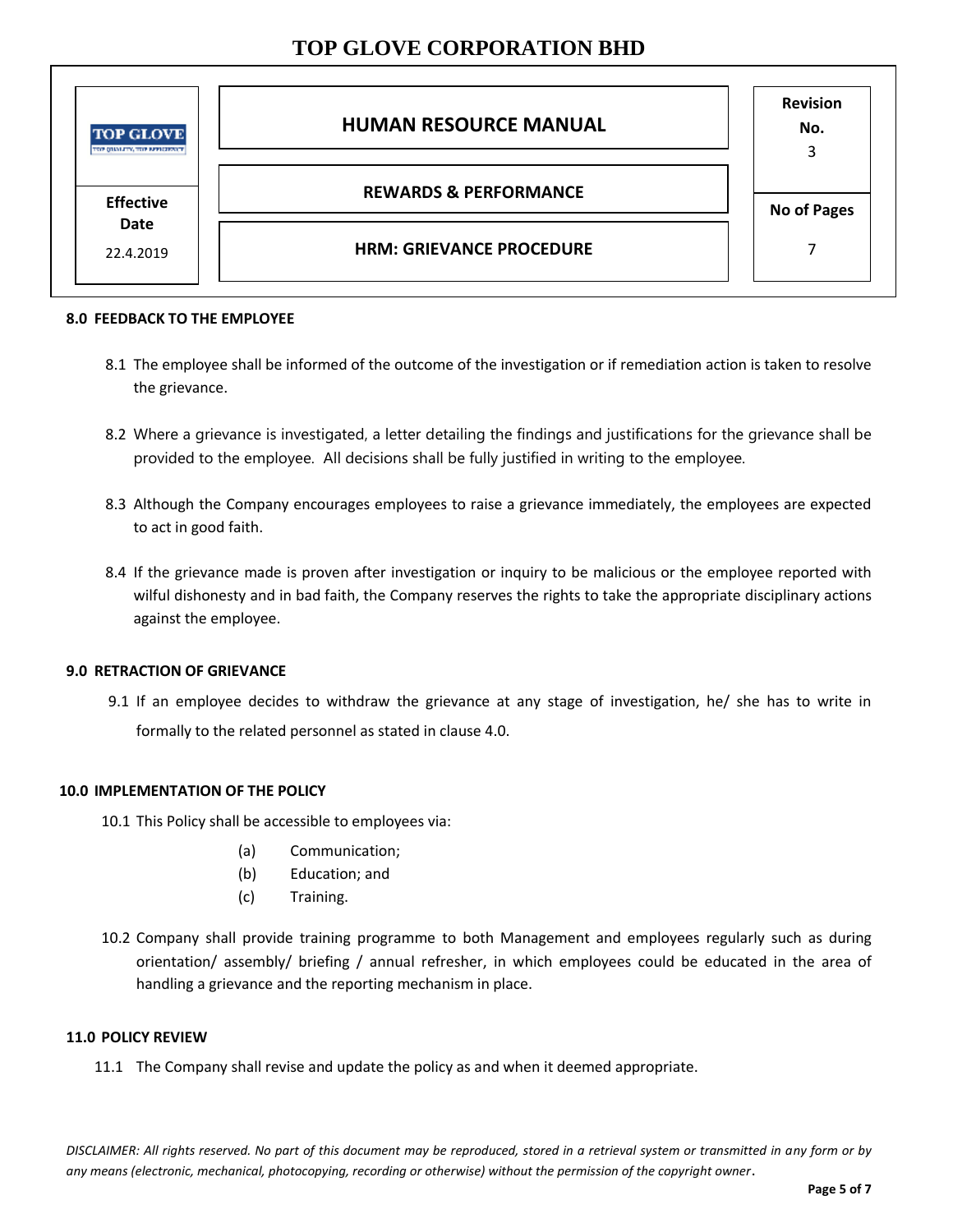## 8.0 FEEDBACK TO THE EMPLOYEE

8.1 The employee shall be informed of the outcome of the investigation or if remediation action is taken to resolve the grievance.

8.2 Where a grievance is investigated, a letter detailing the findings and justifications for the grievance shall be provided to the employee. All decisions shall be fully justified in writing to the employee.

8.3 Although the Company encourages employees to raise a grievance immediately, the employees are expected to act in good faith.

8.4 If the grievance made is proven after investigation or inquiry to be malicious or the employee reported with wilful dishonesty and in bad faith, the Company reserves the rights to take the appropriate disciplinary actions against the employee.

## 9.0 RETRACTION OF GRIEVANCE

9.1 If an employee decides to withdraw the grievance at any stage of investigation, he/ she has to write in formally to the related personnel as stated in clause 4.0.

## 10.0 IMPLEMENTATION OF THE POLICY

10.1 This Policy shall be accessible to employees via:

(a) Communication;
(b) Education; and
(c) Training.

10.2 Company shall provide training programme to both Management and employees regularly such as during orientation/ assembly/ briefing / annual refresher, in which employees could be educated in the area of handling a grievance and the reporting mechanism in place.

## 11.0 POLICY REVIEW

11.1 The Company shall revise and update the policy as and when it deemed appropriate.

*DISCLAIMER: All rights reserved. No part of this document may be reproduced, stored in a retrieval system or transmitted in any form or by any means (electronic, mechanical, photocopying, recording or otherwise) without the permission of the copyright owner.*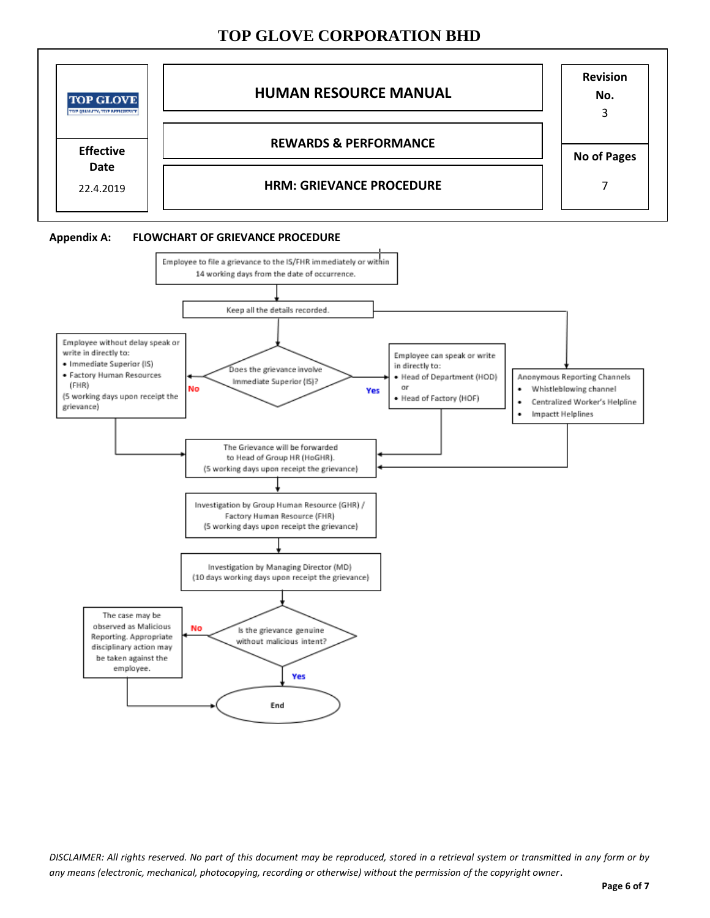# TOP GLOVE CORPORATION BHD

| TOP GLOVE | HUMAN RESOURCE MANUAL | Revision No. 3 |
|---|---|---|
| Effective Date 22.4.2019 | REWARDS & PERFORMANCE | No of Pages 7 |
| | HRM: GRIEVANCE PROCEDURE | |

**Appendix A: FLOWCHART OF GRIEVANCE PROCEDURE**

Employee to file a grievance to the IS/FHR immediately or within 14 working days from the date of occurrence.

Keep all the details recorded.

Does the grievance involve Immediate Superior (IS)?

**No:** Employee without delay speak or write in directly to:
- Immediate Superior (IS)
- Factory Human Resources (FHR)

(5 working days upon receipt the grievance)

**Yes:** Employee can speak or write in directly to:
- Head of Department (HOD)

or
- Head of Factory (HOF)

Anonymous Reporting Channels
- Whistleblowing channel
- Centralized Worker's Helpline
- Impactt Helplines

The Grievance will be forwarded to Head of Group HR (HoGHR). (5 working days upon receipt the grievance)

Investigation by Group Human Resource (GHR) / Factory Human Resource (FHR) (5 working days upon receipt the grievance)

Investigation by Managing Director (MD) (10 days working days upon receipt the grievance)

Is the grievance genuine without malicious intent?

**No:** The case may be observed as Malicious Reporting. Appropriate disciplinary action may be taken against the employee.

**Yes:** End

*DISCLAIMER: All rights reserved. No part of this document may be reproduced, stored in a retrieval system or transmitted in any form or by any means (electronic, mechanical, photocopying, recording or otherwise) without the permission of the copyright owner.*